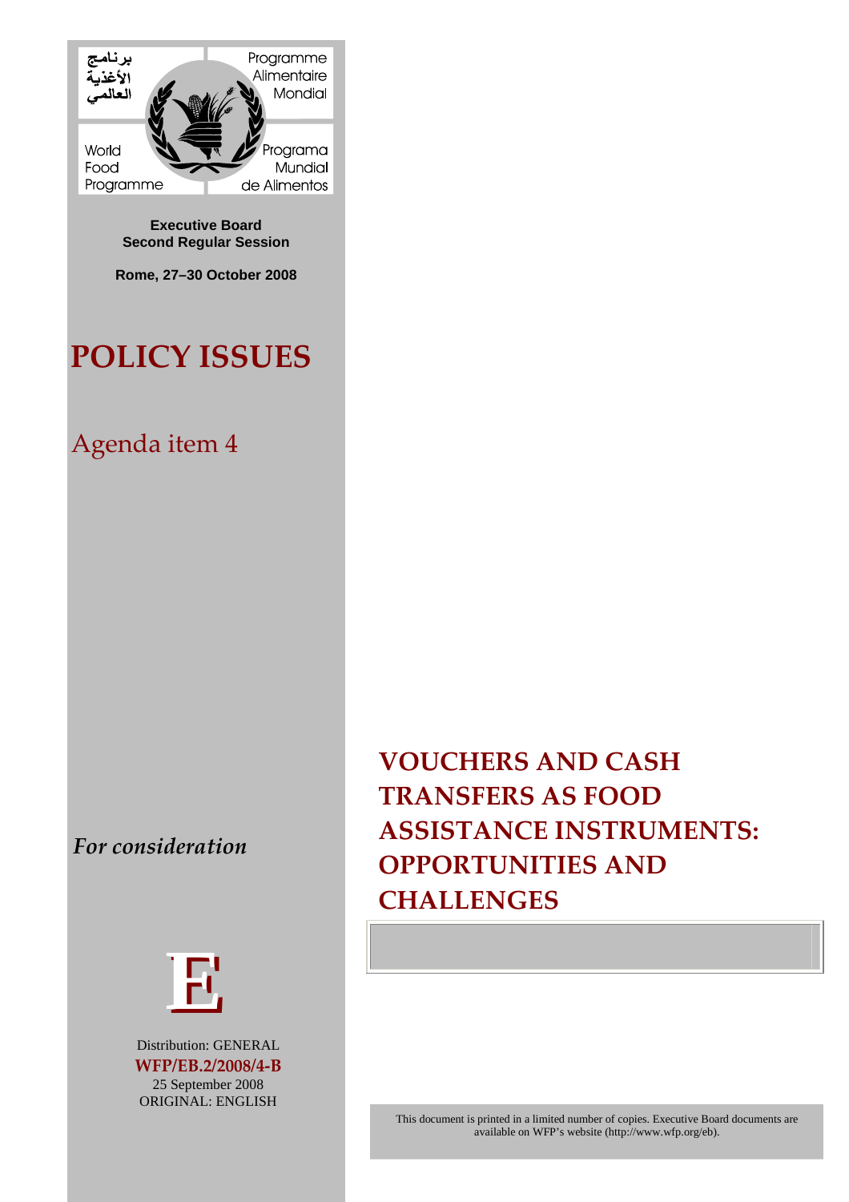برنامج الأغذية العالمي

Programme Alimentaire Mondial

World Food Programme

Programa Mundial de Alimentos

**Executive Board**
**Second Regular Session**

**Rome, 27–30 October 2008**

# POLICY ISSUES

## Agenda item 4

***For consideration***

E

Distribution: GENERAL
**WFP/EB.2/2008/4-B**
25 September 2008
ORIGINAL: ENGLISH

# VOUCHERS AND CASH TRANSFERS AS FOOD ASSISTANCE INSTRUMENTS: OPPORTUNITIES AND CHALLENGES

This document is printed in a limited number of copies. Executive Board documents are available on WFP's website (http://www.wfp.org/eb).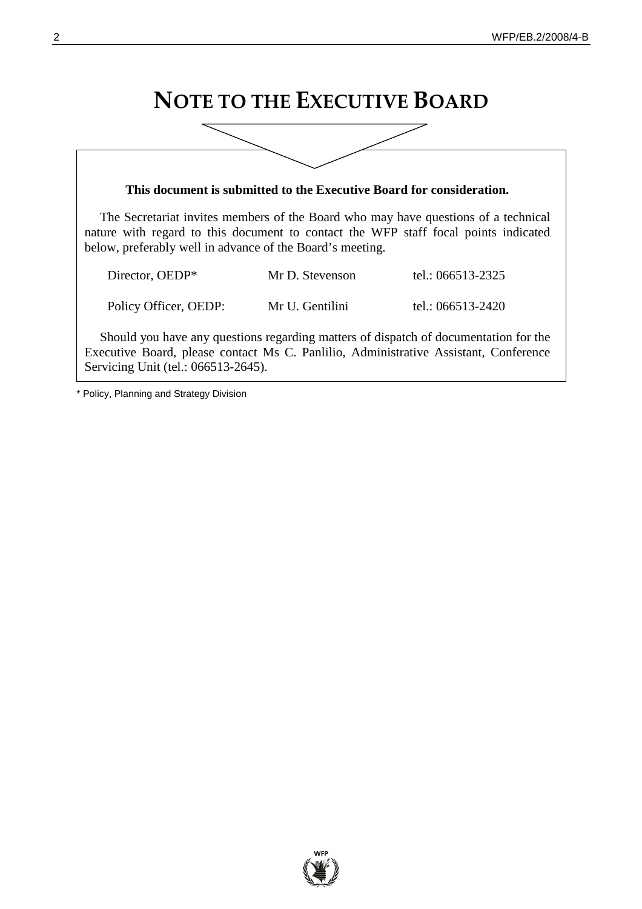# NOTE TO THE EXECUTIVE BOARD

**This document is submitted to the Executive Board for consideration.**

The Secretariat invites members of the Board who may have questions of a technical nature with regard to this document to contact the WFP staff focal points indicated below, preferably well in advance of the Board's meeting.

| | | |
|---|---|---|
| Director, OEDP* | Mr D. Stevenson | tel.: 066513-2325 |
| Policy Officer, OEDP: | Mr U. Gentilini | tel.: 066513-2420 |

Should you have any questions regarding matters of dispatch of documentation for the Executive Board, please contact Ms C. Panlilio, Administrative Assistant, Conference Servicing Unit (tel.: 066513-2645).

* Policy, Planning and Strategy Division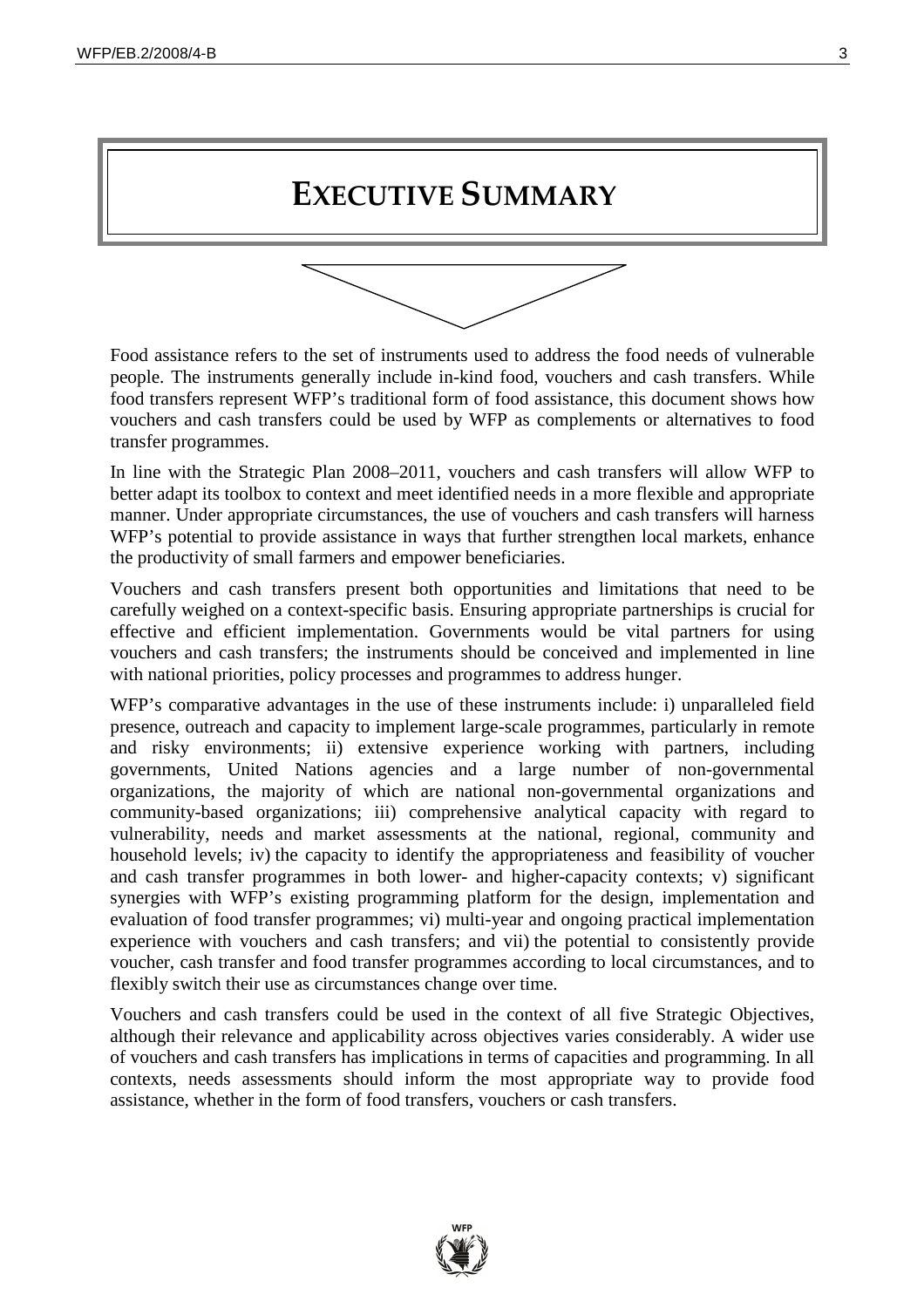# EXECUTIVE SUMMARY

Food assistance refers to the set of instruments used to address the food needs of vulnerable people. The instruments generally include in-kind food, vouchers and cash transfers. While food transfers represent WFP's traditional form of food assistance, this document shows how vouchers and cash transfers could be used by WFP as complements or alternatives to food transfer programmes.

In line with the Strategic Plan 2008–2011, vouchers and cash transfers will allow WFP to better adapt its toolbox to context and meet identified needs in a more flexible and appropriate manner. Under appropriate circumstances, the use of vouchers and cash transfers will harness WFP's potential to provide assistance in ways that further strengthen local markets, enhance the productivity of small farmers and empower beneficiaries.

Vouchers and cash transfers present both opportunities and limitations that need to be carefully weighed on a context-specific basis. Ensuring appropriate partnerships is crucial for effective and efficient implementation. Governments would be vital partners for using vouchers and cash transfers; the instruments should be conceived and implemented in line with national priorities, policy processes and programmes to address hunger.

WFP's comparative advantages in the use of these instruments include: i) unparalleled field presence, outreach and capacity to implement large-scale programmes, particularly in remote and risky environments; ii) extensive experience working with partners, including governments, United Nations agencies and a large number of non-governmental organizations, the majority of which are national non-governmental organizations and community-based organizations; iii) comprehensive analytical capacity with regard to vulnerability, needs and market assessments at the national, regional, community and household levels; iv) the capacity to identify the appropriateness and feasibility of voucher and cash transfer programmes in both lower- and higher-capacity contexts; v) significant synergies with WFP's existing programming platform for the design, implementation and evaluation of food transfer programmes; vi) multi-year and ongoing practical implementation experience with vouchers and cash transfers; and vii) the potential to consistently provide voucher, cash transfer and food transfer programmes according to local circumstances, and to flexibly switch their use as circumstances change over time.

Vouchers and cash transfers could be used in the context of all five Strategic Objectives, although their relevance and applicability across objectives varies considerably. A wider use of vouchers and cash transfers has implications in terms of capacities and programming. In all contexts, needs assessments should inform the most appropriate way to provide food assistance, whether in the form of food transfers, vouchers or cash transfers.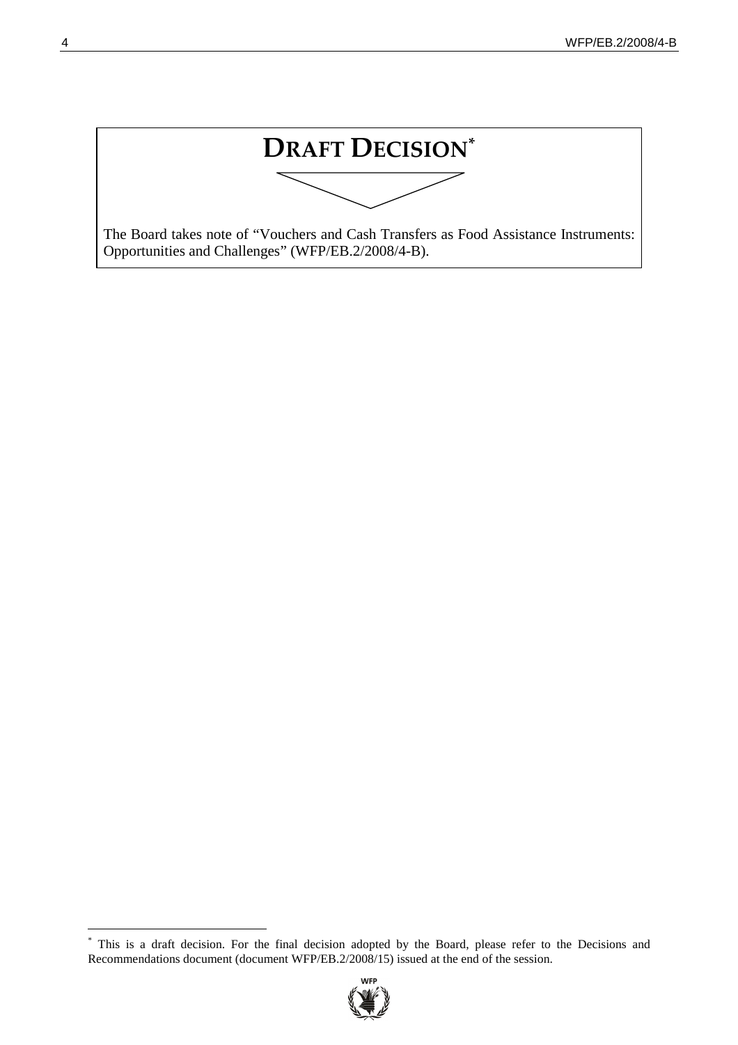# DRAFT DECISION[*]

The Board takes note of "Vouchers and Cash Transfers as Food Assistance Instruments: Opportunities and Challenges" (WFP/EB.2/2008/4-B).

---

[*] This is a draft decision. For the final decision adopted by the Board, please refer to the Decisions and Recommendations document (document WFP/EB.2/2008/15) issued at the end of the session.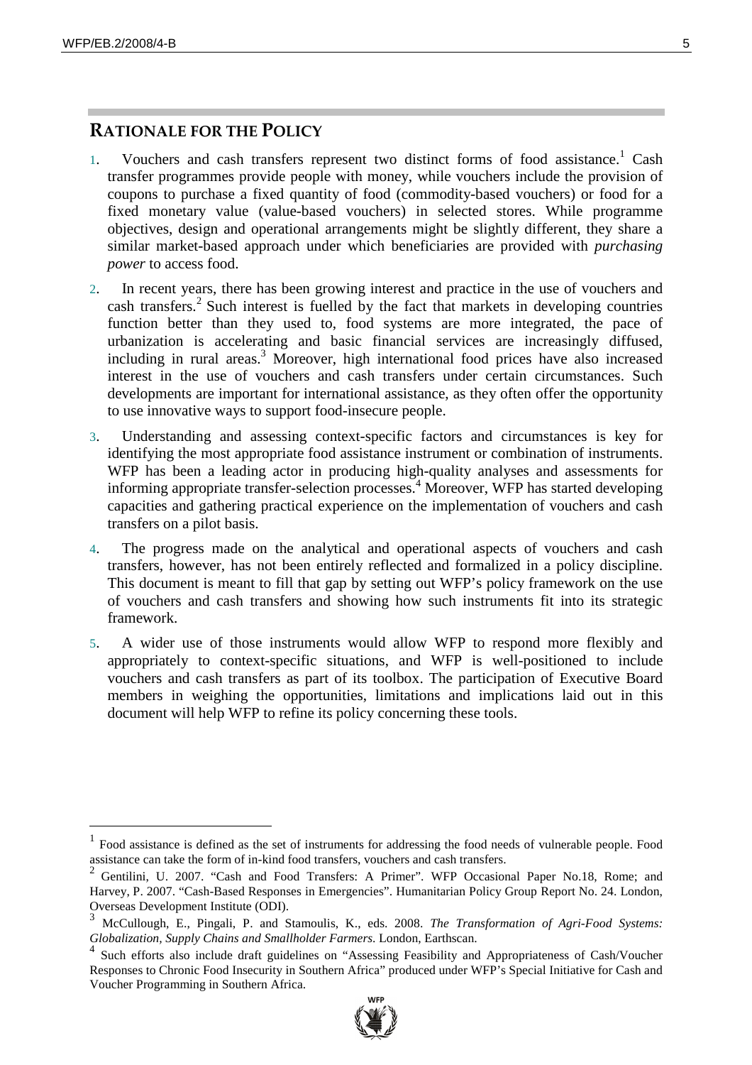## RATIONALE FOR THE POLICY

1. Vouchers and cash transfers represent two distinct forms of food assistance.[1] Cash transfer programmes provide people with money, while vouchers include the provision of coupons to purchase a fixed quantity of food (commodity-based vouchers) or food for a fixed monetary value (value-based vouchers) in selected stores. While programme objectives, design and operational arrangements might be slightly different, they share a similar market-based approach under which beneficiaries are provided with *purchasing power* to access food.

2. In recent years, there has been growing interest and practice in the use of vouchers and cash transfers.[2] Such interest is fuelled by the fact that markets in developing countries function better than they used to, food systems are more integrated, the pace of urbanization is accelerating and basic financial services are increasingly diffused, including in rural areas.[3] Moreover, high international food prices have also increased interest in the use of vouchers and cash transfers under certain circumstances. Such developments are important for international assistance, as they often offer the opportunity to use innovative ways to support food-insecure people.

3. Understanding and assessing context-specific factors and circumstances is key for identifying the most appropriate food assistance instrument or combination of instruments. WFP has been a leading actor in producing high-quality analyses and assessments for informing appropriate transfer-selection processes.[4] Moreover, WFP has started developing capacities and gathering practical experience on the implementation of vouchers and cash transfers on a pilot basis.

4. The progress made on the analytical and operational aspects of vouchers and cash transfers, however, has not been entirely reflected and formalized in a policy discipline. This document is meant to fill that gap by setting out WFP's policy framework on the use of vouchers and cash transfers and showing how such instruments fit into its strategic framework.

5. A wider use of those instruments would allow WFP to respond more flexibly and appropriately to context-specific situations, and WFP is well-positioned to include vouchers and cash transfers as part of its toolbox. The participation of Executive Board members in weighing the opportunities, limitations and implications laid out in this document will help WFP to refine its policy concerning these tools.

---

[1] Food assistance is defined as the set of instruments for addressing the food needs of vulnerable people. Food assistance can take the form of in-kind food transfers, vouchers and cash transfers.

[2] Gentilini, U. 2007. "Cash and Food Transfers: A Primer". WFP Occasional Paper No.18, Rome; and Harvey, P. 2007. "Cash-Based Responses in Emergencies". Humanitarian Policy Group Report No. 24. London, Overseas Development Institute (ODI).

[3] McCullough, E., Pingali, P. and Stamoulis, K., eds. 2008. *The Transformation of Agri-Food Systems: Globalization, Supply Chains and Smallholder Farmers*. London, Earthscan.

[4] Such efforts also include draft guidelines on "Assessing Feasibility and Appropriateness of Cash/Voucher Responses to Chronic Food Insecurity in Southern Africa" produced under WFP's Special Initiative for Cash and Voucher Programming in Southern Africa.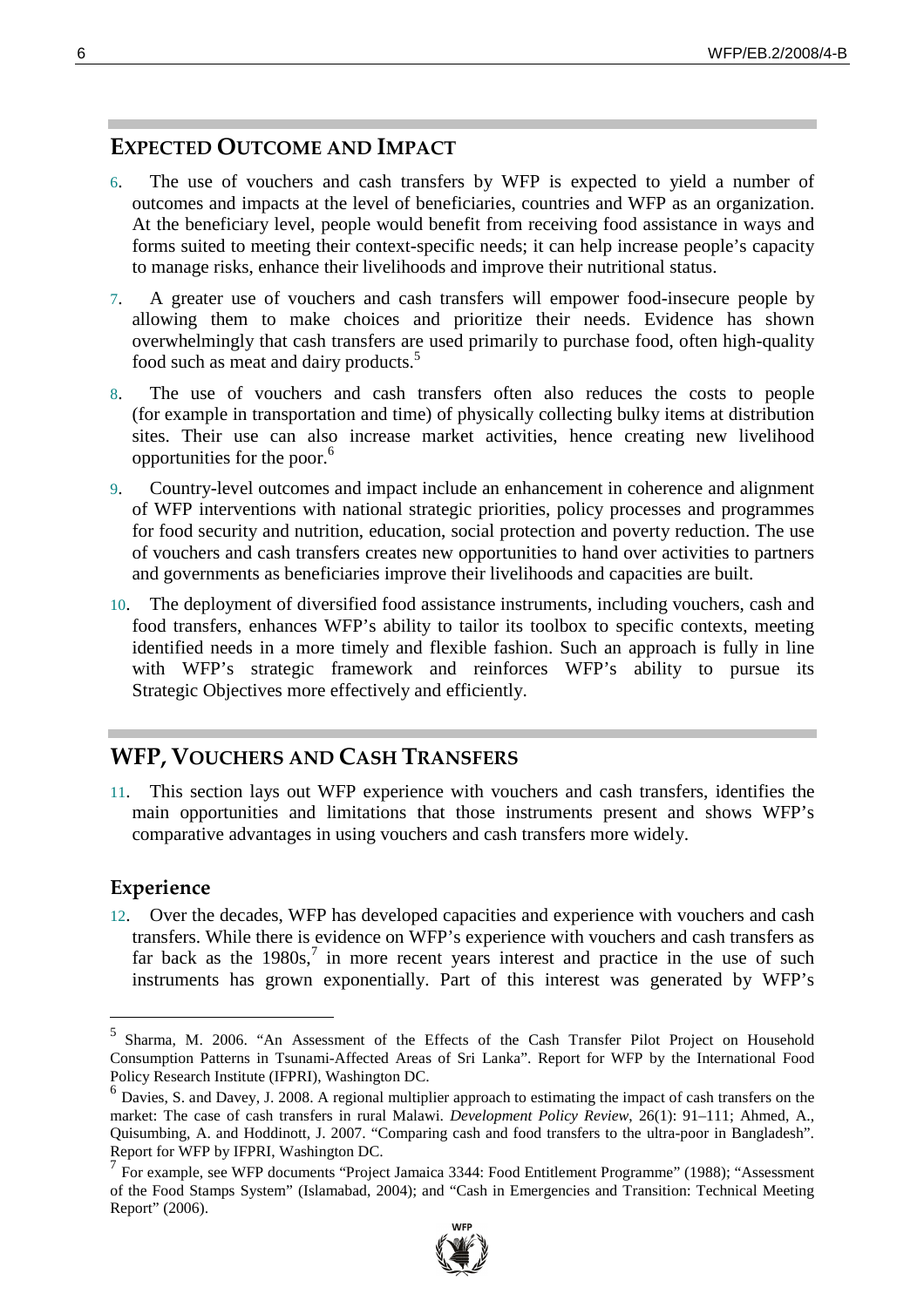## EXPECTED OUTCOME AND IMPACT

6. The use of vouchers and cash transfers by WFP is expected to yield a number of outcomes and impacts at the level of beneficiaries, countries and WFP as an organization. At the beneficiary level, people would benefit from receiving food assistance in ways and forms suited to meeting their context-specific needs; it can help increase people's capacity to manage risks, enhance their livelihoods and improve their nutritional status.

7. A greater use of vouchers and cash transfers will empower food-insecure people by allowing them to make choices and prioritize their needs. Evidence has shown overwhelmingly that cash transfers are used primarily to purchase food, often high-quality food such as meat and dairy products.[5]

8. The use of vouchers and cash transfers often also reduces the costs to people (for example in transportation and time) of physically collecting bulky items at distribution sites. Their use can also increase market activities, hence creating new livelihood opportunities for the poor.[6]

9. Country-level outcomes and impact include an enhancement in coherence and alignment of WFP interventions with national strategic priorities, policy processes and programmes for food security and nutrition, education, social protection and poverty reduction. The use of vouchers and cash transfers creates new opportunities to hand over activities to partners and governments as beneficiaries improve their livelihoods and capacities are built.

10. The deployment of diversified food assistance instruments, including vouchers, cash and food transfers, enhances WFP's ability to tailor its toolbox to specific contexts, meeting identified needs in a more timely and flexible fashion. Such an approach is fully in line with WFP's strategic framework and reinforces WFP's ability to pursue its Strategic Objectives more effectively and efficiently.

## WFP, VOUCHERS AND CASH TRANSFERS

11. This section lays out WFP experience with vouchers and cash transfers, identifies the main opportunities and limitations that those instruments present and shows WFP's comparative advantages in using vouchers and cash transfers more widely.

### Experience

12. Over the decades, WFP has developed capacities and experience with vouchers and cash transfers. While there is evidence on WFP's experience with vouchers and cash transfers as far back as the 1980s,[7] in more recent years interest and practice in the use of such instruments has grown exponentially. Part of this interest was generated by WFP's

---

[5] Sharma, M. 2006. "An Assessment of the Effects of the Cash Transfer Pilot Project on Household Consumption Patterns in Tsunami-Affected Areas of Sri Lanka". Report for WFP by the International Food Policy Research Institute (IFPRI), Washington DC.

[6] Davies, S. and Davey, J. 2008. A regional multiplier approach to estimating the impact of cash transfers on the market: The case of cash transfers in rural Malawi. *Development Policy Review*, 26(1): 91–111; Ahmed, A., Quisumbing, A. and Hoddinott, J. 2007. "Comparing cash and food transfers to the ultra-poor in Bangladesh". Report for WFP by IFPRI, Washington DC.

[7] For example, see WFP documents "Project Jamaica 3344: Food Entitlement Programme" (1988); "Assessment of the Food Stamps System" (Islamabad, 2004); and "Cash in Emergencies and Transition: Technical Meeting Report" (2006).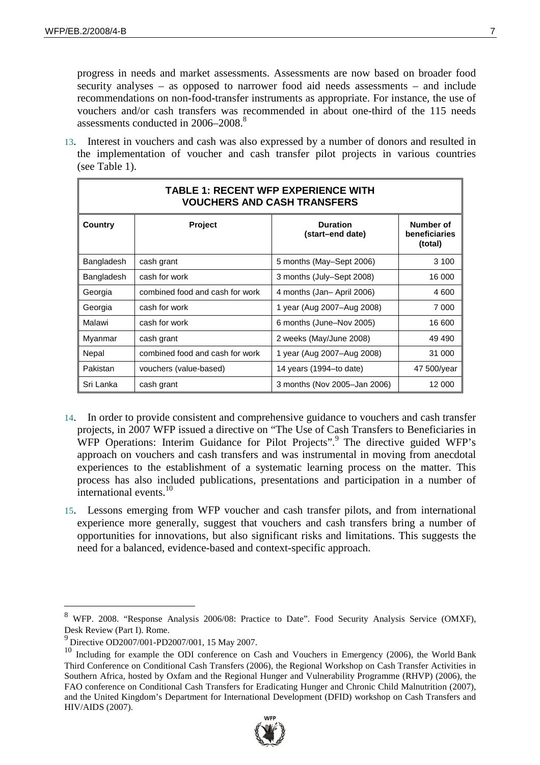progress in needs and market assessments. Assessments are now based on broader food security analyses – as opposed to narrower food aid needs assessments – and include recommendations on non-food-transfer instruments as appropriate. For instance, the use of vouchers and/or cash transfers was recommended in about one-third of the 115 needs assessments conducted in 2006–2008.[8]

13. Interest in vouchers and cash was also expressed by a number of donors and resulted in the implementation of voucher and cash transfer pilot projects in various countries (see Table 1).

**TABLE 1: RECENT WFP EXPERIENCE WITH VOUCHERS AND CASH TRANSFERS**

| Country | Project | Duration (start–end date) | Number of beneficiaries (total) |
|---|---|---|---|
| Bangladesh | cash grant | 5 months (May–Sept 2006) | 3 100 |
| Bangladesh | cash for work | 3 months (July–Sept 2008) | 16 000 |
| Georgia | combined food and cash for work | 4 months (Jan– April 2006) | 4 600 |
| Georgia | cash for work | 1 year (Aug 2007–Aug 2008) | 7 000 |
| Malawi | cash for work | 6 months (June–Nov 2005) | 16 600 |
| Myanmar | cash grant | 2 weeks (May/June 2008) | 49 490 |
| Nepal | combined food and cash for work | 1 year (Aug 2007–Aug 2008) | 31 000 |
| Pakistan | vouchers (value-based) | 14 years (1994–to date) | 47 500/year |
| Sri Lanka | cash grant | 3 months (Nov 2005–Jan 2006) | 12 000 |

14. In order to provide consistent and comprehensive guidance to vouchers and cash transfer projects, in 2007 WFP issued a directive on "The Use of Cash Transfers to Beneficiaries in WFP Operations: Interim Guidance for Pilot Projects".[9] The directive guided WFP's approach on vouchers and cash transfers and was instrumental in moving from anecdotal experiences to the establishment of a systematic learning process on the matter. This process has also included publications, presentations and participation in a number of international events.[10]

15. Lessons emerging from WFP voucher and cash transfer pilots, and from international experience more generally, suggest that vouchers and cash transfers bring a number of opportunities for innovations, but also significant risks and limitations. This suggests the need for a balanced, evidence-based and context-specific approach.

---

[8] WFP. 2008. "Response Analysis 2006/08: Practice to Date". Food Security Analysis Service (OMXF), Desk Review (Part I). Rome.

[9] Directive OD2007/001-PD2007/001, 15 May 2007.

[10] Including for example the ODI conference on Cash and Vouchers in Emergency (2006), the World Bank Third Conference on Conditional Cash Transfers (2006), the Regional Workshop on Cash Transfer Activities in Southern Africa, hosted by Oxfam and the Regional Hunger and Vulnerability Programme (RHVP) (2006), the FAO conference on Conditional Cash Transfers for Eradicating Hunger and Chronic Child Malnutrition (2007), and the United Kingdom's Department for International Development (DFID) workshop on Cash Transfers and HIV/AIDS (2007).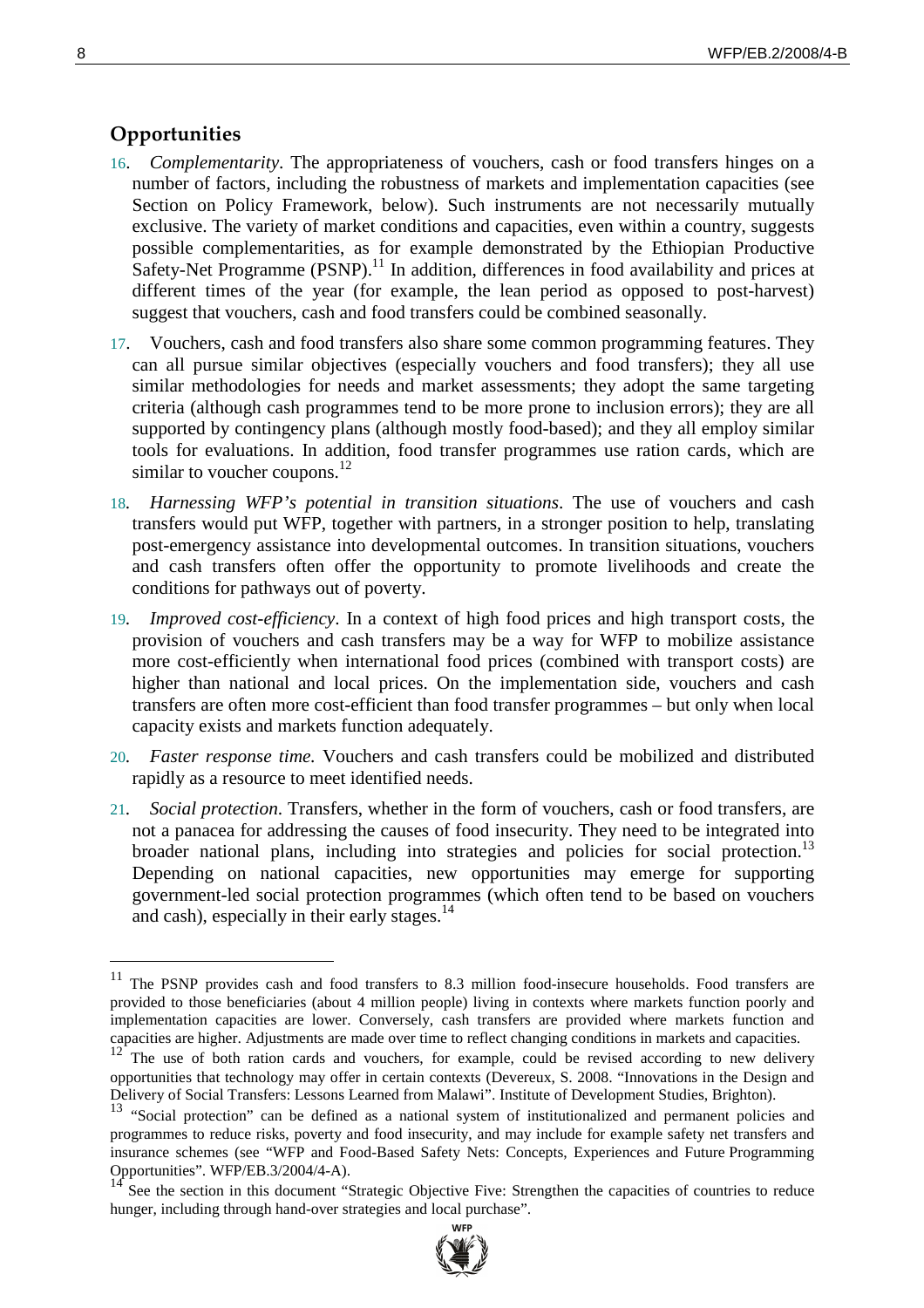## Opportunities

16. *Complementarity*. The appropriateness of vouchers, cash or food transfers hinges on a number of factors, including the robustness of markets and implementation capacities (see Section on Policy Framework, below). Such instruments are not necessarily mutually exclusive. The variety of market conditions and capacities, even within a country, suggests possible complementarities, as for example demonstrated by the Ethiopian Productive Safety-Net Programme (PSNP).[11] In addition, differences in food availability and prices at different times of the year (for example, the lean period as opposed to post-harvest) suggest that vouchers, cash and food transfers could be combined seasonally.

17. Vouchers, cash and food transfers also share some common programming features. They can all pursue similar objectives (especially vouchers and food transfers); they all use similar methodologies for needs and market assessments; they adopt the same targeting criteria (although cash programmes tend to be more prone to inclusion errors); they are all supported by contingency plans (although mostly food-based); and they all employ similar tools for evaluations. In addition, food transfer programmes use ration cards, which are similar to voucher coupons.[12]

18. *Harnessing WFP's potential in transition situations*. The use of vouchers and cash transfers would put WFP, together with partners, in a stronger position to help, translating post-emergency assistance into developmental outcomes. In transition situations, vouchers and cash transfers often offer the opportunity to promote livelihoods and create the conditions for pathways out of poverty.

19. *Improved cost-efficiency*. In a context of high food prices and high transport costs, the provision of vouchers and cash transfers may be a way for WFP to mobilize assistance more cost-efficiently when international food prices (combined with transport costs) are higher than national and local prices. On the implementation side, vouchers and cash transfers are often more cost-efficient than food transfer programmes – but only when local capacity exists and markets function adequately.

20. *Faster response time.* Vouchers and cash transfers could be mobilized and distributed rapidly as a resource to meet identified needs.

21. *Social protection*. Transfers, whether in the form of vouchers, cash or food transfers, are not a panacea for addressing the causes of food insecurity. They need to be integrated into broader national plans, including into strategies and policies for social protection.[13] Depending on national capacities, new opportunities may emerge for supporting government-led social protection programmes (which often tend to be based on vouchers and cash), especially in their early stages.[14]

---

[11] The PSNP provides cash and food transfers to 8.3 million food-insecure households. Food transfers are provided to those beneficiaries (about 4 million people) living in contexts where markets function poorly and implementation capacities are lower. Conversely, cash transfers are provided where markets function and capacities are higher. Adjustments are made over time to reflect changing conditions in markets and capacities.

[12] The use of both ration cards and vouchers, for example, could be revised according to new delivery opportunities that technology may offer in certain contexts (Devereux, S. 2008. "Innovations in the Design and Delivery of Social Transfers: Lessons Learned from Malawi". Institute of Development Studies, Brighton).

[13] "Social protection" can be defined as a national system of institutionalized and permanent policies and programmes to reduce risks, poverty and food insecurity, and may include for example safety net transfers and insurance schemes (see "WFP and Food-Based Safety Nets: Concepts, Experiences and Future Programming Opportunities". WFP/EB.3/2004/4-A).

[14] See the section in this document "Strategic Objective Five: Strengthen the capacities of countries to reduce hunger, including through hand-over strategies and local purchase".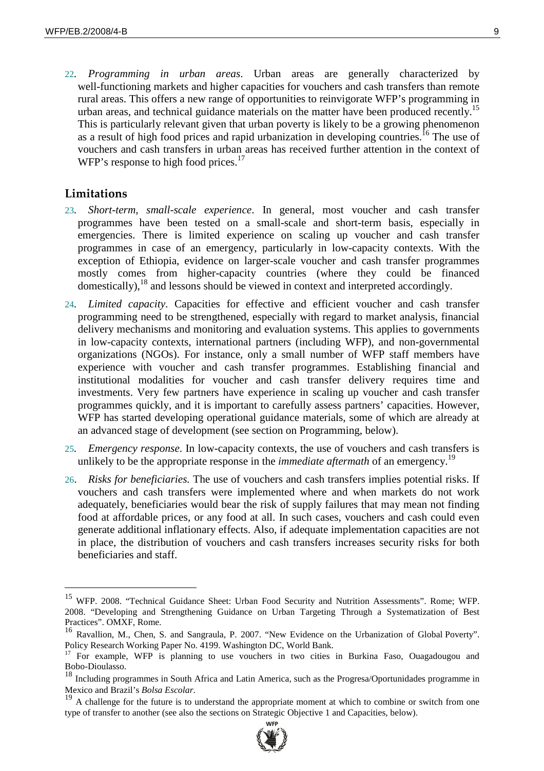22. *Programming in urban areas*. Urban areas are generally characterized by well-functioning markets and higher capacities for vouchers and cash transfers than remote rural areas. This offers a new range of opportunities to reinvigorate WFP's programming in urban areas, and technical guidance materials on the matter have been produced recently.[15] This is particularly relevant given that urban poverty is likely to be a growing phenomenon as a result of high food prices and rapid urbanization in developing countries.[16] The use of vouchers and cash transfers in urban areas has received further attention in the context of WFP's response to high food prices.[17]

## Limitations

23. *Short-term, small-scale experience*. In general, most voucher and cash transfer programmes have been tested on a small-scale and short-term basis, especially in emergencies. There is limited experience on scaling up voucher and cash transfer programmes in case of an emergency, particularly in low-capacity contexts. With the exception of Ethiopia, evidence on larger-scale voucher and cash transfer programmes mostly comes from higher-capacity countries (where they could be financed domestically),[18] and lessons should be viewed in context and interpreted accordingly.

24. *Limited capacity*. Capacities for effective and efficient voucher and cash transfer programming need to be strengthened, especially with regard to market analysis, financial delivery mechanisms and monitoring and evaluation systems. This applies to governments in low-capacity contexts, international partners (including WFP), and non-governmental organizations (NGOs). For instance, only a small number of WFP staff members have experience with voucher and cash transfer programmes. Establishing financial and institutional modalities for voucher and cash transfer delivery requires time and investments. Very few partners have experience in scaling up voucher and cash transfer programmes quickly, and it is important to carefully assess partners' capacities. However, WFP has started developing operational guidance materials, some of which are already at an advanced stage of development (see section on Programming, below).

25. *Emergency response*. In low-capacity contexts, the use of vouchers and cash transfers is unlikely to be the appropriate response in the *immediate aftermath* of an emergency.[19]

26. *Risks for beneficiaries.* The use of vouchers and cash transfers implies potential risks. If vouchers and cash transfers were implemented where and when markets do not work adequately, beneficiaries would bear the risk of supply failures that may mean not finding food at affordable prices, or any food at all. In such cases, vouchers and cash could even generate additional inflationary effects. Also, if adequate implementation capacities are not in place, the distribution of vouchers and cash transfers increases security risks for both beneficiaries and staff.

---

[15] WFP. 2008. "Technical Guidance Sheet: Urban Food Security and Nutrition Assessments". Rome; WFP. 2008. "Developing and Strengthening Guidance on Urban Targeting Through a Systematization of Best Practices". OMXF, Rome.

[16] Ravallion, M., Chen, S. and Sangraula, P. 2007. "New Evidence on the Urbanization of Global Poverty". Policy Research Working Paper No. 4199. Washington DC, World Bank.

[17] For example, WFP is planning to use vouchers in two cities in Burkina Faso, Ouagadougou and Bobo-Dioulasso.

[18] Including programmes in South Africa and Latin America, such as the Progresa/Oportunidades programme in Mexico and Brazil's *Bolsa Escolar*.

[19] A challenge for the future is to understand the appropriate moment at which to combine or switch from one type of transfer to another (see also the sections on Strategic Objective 1 and Capacities, below).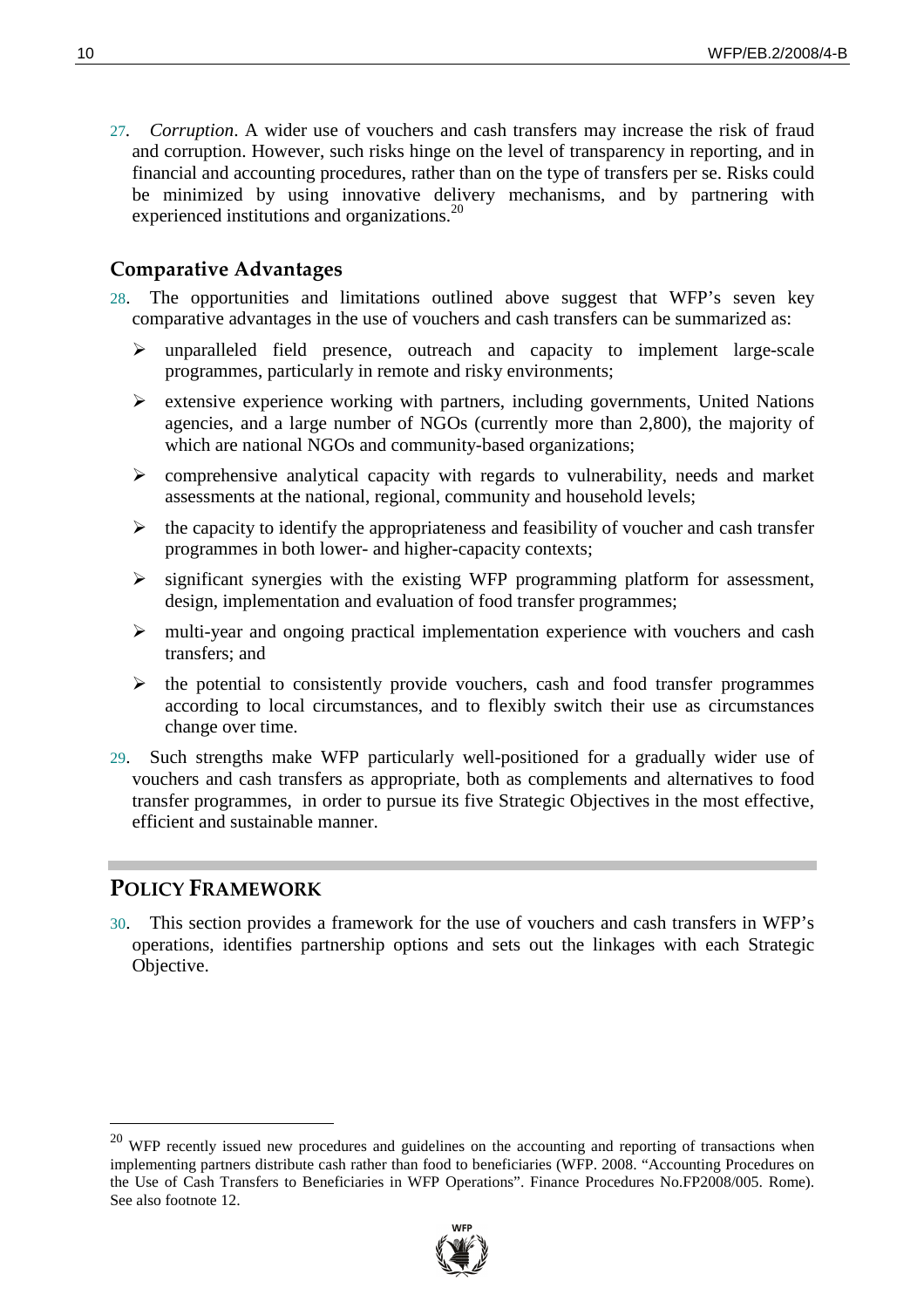27. *Corruption*. A wider use of vouchers and cash transfers may increase the risk of fraud and corruption. However, such risks hinge on the level of transparency in reporting, and in financial and accounting procedures, rather than on the type of transfers per se. Risks could be minimized by using innovative delivery mechanisms, and by partnering with experienced institutions and organizations.[20]

## Comparative Advantages

28. The opportunities and limitations outlined above suggest that WFP's seven key comparative advantages in the use of vouchers and cash transfers can be summarized as:

- unparalleled field presence, outreach and capacity to implement large-scale programmes, particularly in remote and risky environments;
- extensive experience working with partners, including governments, United Nations agencies, and a large number of NGOs (currently more than 2,800), the majority of which are national NGOs and community-based organizations;
- comprehensive analytical capacity with regards to vulnerability, needs and market assessments at the national, regional, community and household levels;
- the capacity to identify the appropriateness and feasibility of voucher and cash transfer programmes in both lower- and higher-capacity contexts;
- significant synergies with the existing WFP programming platform for assessment, design, implementation and evaluation of food transfer programmes;
- multi-year and ongoing practical implementation experience with vouchers and cash transfers; and
- the potential to consistently provide vouchers, cash and food transfer programmes according to local circumstances, and to flexibly switch their use as circumstances change over time.

29. Such strengths make WFP particularly well-positioned for a gradually wider use of vouchers and cash transfers as appropriate, both as complements and alternatives to food transfer programmes, in order to pursue its five Strategic Objectives in the most effective, efficient and sustainable manner.

# POLICY FRAMEWORK

30. This section provides a framework for the use of vouchers and cash transfers in WFP's operations, identifies partnership options and sets out the linkages with each Strategic Objective.

---

[20] WFP recently issued new procedures and guidelines on the accounting and reporting of transactions when implementing partners distribute cash rather than food to beneficiaries (WFP. 2008. "Accounting Procedures on the Use of Cash Transfers to Beneficiaries in WFP Operations". Finance Procedures No.FP2008/005. Rome). See also footnote 12.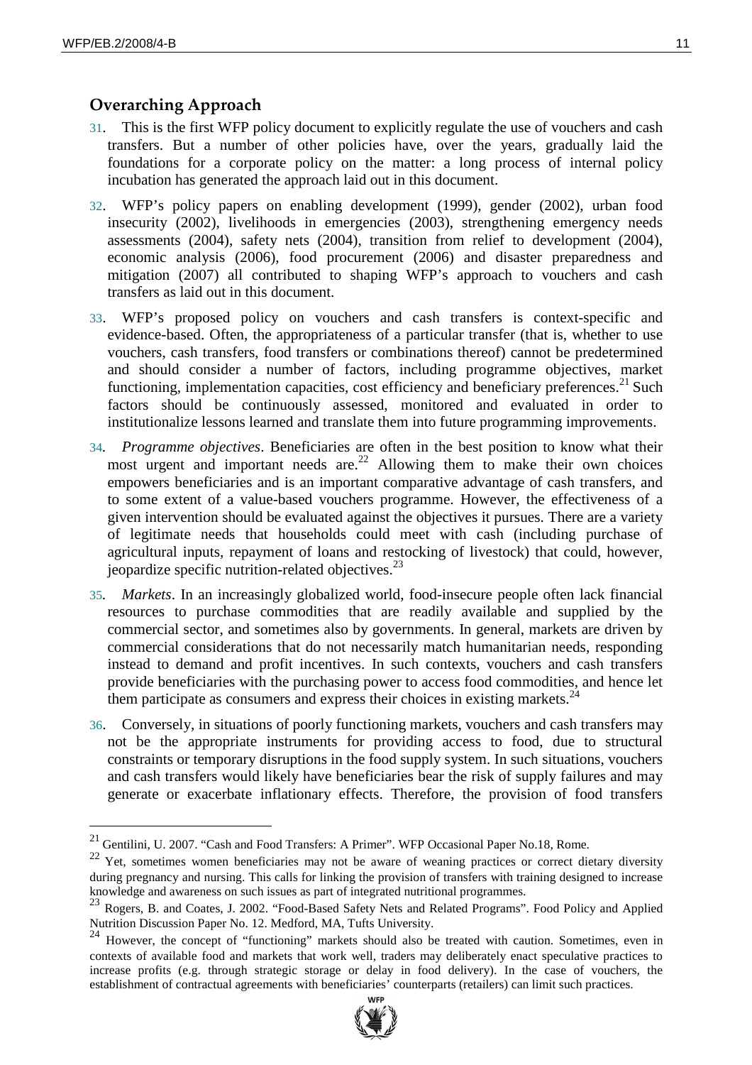## Overarching Approach

31. This is the first WFP policy document to explicitly regulate the use of vouchers and cash transfers. But a number of other policies have, over the years, gradually laid the foundations for a corporate policy on the matter: a long process of internal policy incubation has generated the approach laid out in this document.

32. WFP's policy papers on enabling development (1999), gender (2002), urban food insecurity (2002), livelihoods in emergencies (2003), strengthening emergency needs assessments (2004), safety nets (2004), transition from relief to development (2004), economic analysis (2006), food procurement (2006) and disaster preparedness and mitigation (2007) all contributed to shaping WFP's approach to vouchers and cash transfers as laid out in this document.

33. WFP's proposed policy on vouchers and cash transfers is context-specific and evidence-based. Often, the appropriateness of a particular transfer (that is, whether to use vouchers, cash transfers, food transfers or combinations thereof) cannot be predetermined and should consider a number of factors, including programme objectives, market functioning, implementation capacities, cost efficiency and beneficiary preferences.[21] Such factors should be continuously assessed, monitored and evaluated in order to institutionalize lessons learned and translate them into future programming improvements.

34. *Programme objectives*. Beneficiaries are often in the best position to know what their most urgent and important needs are.[22] Allowing them to make their own choices empowers beneficiaries and is an important comparative advantage of cash transfers, and to some extent of a value-based vouchers programme. However, the effectiveness of a given intervention should be evaluated against the objectives it pursues. There are a variety of legitimate needs that households could meet with cash (including purchase of agricultural inputs, repayment of loans and restocking of livestock) that could, however, jeopardize specific nutrition-related objectives.[23]

35. *Markets*. In an increasingly globalized world, food-insecure people often lack financial resources to purchase commodities that are readily available and supplied by the commercial sector, and sometimes also by governments. In general, markets are driven by commercial considerations that do not necessarily match humanitarian needs, responding instead to demand and profit incentives. In such contexts, vouchers and cash transfers provide beneficiaries with the purchasing power to access food commodities, and hence let them participate as consumers and express their choices in existing markets.[24]

36. Conversely, in situations of poorly functioning markets, vouchers and cash transfers may not be the appropriate instruments for providing access to food, due to structural constraints or temporary disruptions in the food supply system. In such situations, vouchers and cash transfers would likely have beneficiaries bear the risk of supply failures and may generate or exacerbate inflationary effects. Therefore, the provision of food transfers

---

[21] Gentilini, U. 2007. "Cash and Food Transfers: A Primer". WFP Occasional Paper No.18, Rome.

[22] Yet, sometimes women beneficiaries may not be aware of weaning practices or correct dietary diversity during pregnancy and nursing. This calls for linking the provision of transfers with training designed to increase knowledge and awareness on such issues as part of integrated nutritional programmes.

[23] Rogers, B. and Coates, J. 2002. "Food-Based Safety Nets and Related Programs". Food Policy and Applied Nutrition Discussion Paper No. 12. Medford, MA, Tufts University.

[24] However, the concept of "functioning" markets should also be treated with caution. Sometimes, even in contexts of available food and markets that work well, traders may deliberately enact speculative practices to increase profits (e.g. through strategic storage or delay in food delivery). In the case of vouchers, the establishment of contractual agreements with beneficiaries' counterparts (retailers) can limit such practices.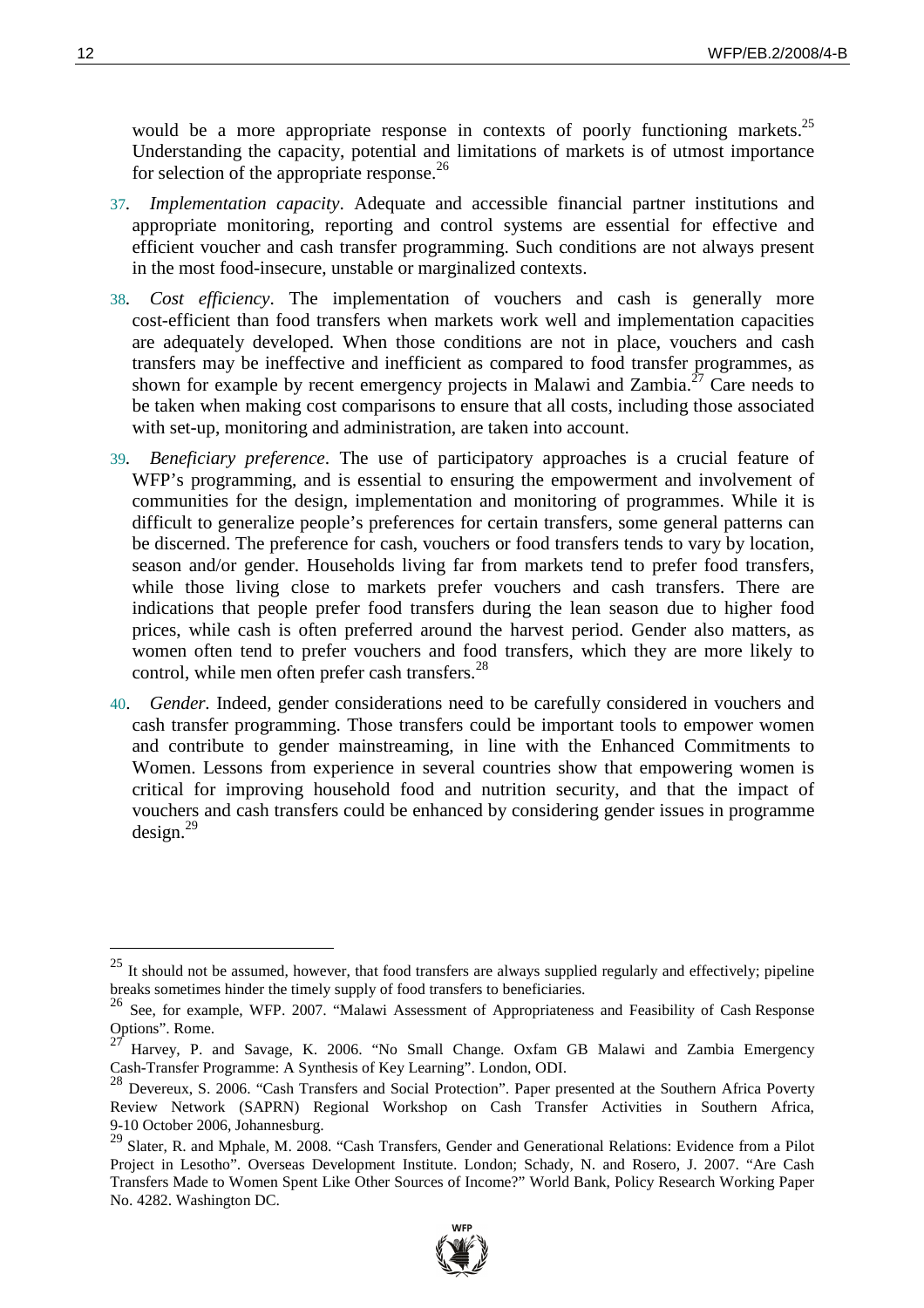would be a more appropriate response in contexts of poorly functioning markets.[25] Understanding the capacity, potential and limitations of markets is of utmost importance for selection of the appropriate response.[26]

37. *Implementation capacity*. Adequate and accessible financial partner institutions and appropriate monitoring, reporting and control systems are essential for effective and efficient voucher and cash transfer programming. Such conditions are not always present in the most food-insecure, unstable or marginalized contexts.

38. *Cost efficiency*. The implementation of vouchers and cash is generally more cost-efficient than food transfers when markets work well and implementation capacities are adequately developed. When those conditions are not in place, vouchers and cash transfers may be ineffective and inefficient as compared to food transfer programmes, as shown for example by recent emergency projects in Malawi and Zambia.[27] Care needs to be taken when making cost comparisons to ensure that all costs, including those associated with set-up, monitoring and administration, are taken into account.

39. *Beneficiary preference*. The use of participatory approaches is a crucial feature of WFP's programming, and is essential to ensuring the empowerment and involvement of communities for the design, implementation and monitoring of programmes. While it is difficult to generalize people's preferences for certain transfers, some general patterns can be discerned. The preference for cash, vouchers or food transfers tends to vary by location, season and/or gender. Households living far from markets tend to prefer food transfers, while those living close to markets prefer vouchers and cash transfers. There are indications that people prefer food transfers during the lean season due to higher food prices, while cash is often preferred around the harvest period. Gender also matters, as women often tend to prefer vouchers and food transfers, which they are more likely to control, while men often prefer cash transfers.[28]

40. *Gender*. Indeed, gender considerations need to be carefully considered in vouchers and cash transfer programming. Those transfers could be important tools to empower women and contribute to gender mainstreaming, in line with the Enhanced Commitments to Women. Lessons from experience in several countries show that empowering women is critical for improving household food and nutrition security, and that the impact of vouchers and cash transfers could be enhanced by considering gender issues in programme design.[29]

---

[25] It should not be assumed, however, that food transfers are always supplied regularly and effectively; pipeline breaks sometimes hinder the timely supply of food transfers to beneficiaries.

[26] See, for example, WFP. 2007. "Malawi Assessment of Appropriateness and Feasibility of Cash Response Options". Rome.

[27] Harvey, P. and Savage, K. 2006. "No Small Change. Oxfam GB Malawi and Zambia Emergency Cash-Transfer Programme: A Synthesis of Key Learning". London, ODI.

[28] Devereux, S. 2006. "Cash Transfers and Social Protection". Paper presented at the Southern Africa Poverty Review Network (SAPRN) Regional Workshop on Cash Transfer Activities in Southern Africa, 9-10 October 2006, Johannesburg.

[29] Slater, R. and Mphale, M. 2008. "Cash Transfers, Gender and Generational Relations: Evidence from a Pilot Project in Lesotho". Overseas Development Institute. London; Schady, N. and Rosero, J. 2007. "Are Cash Transfers Made to Women Spent Like Other Sources of Income?" World Bank, Policy Research Working Paper No. 4282. Washington DC.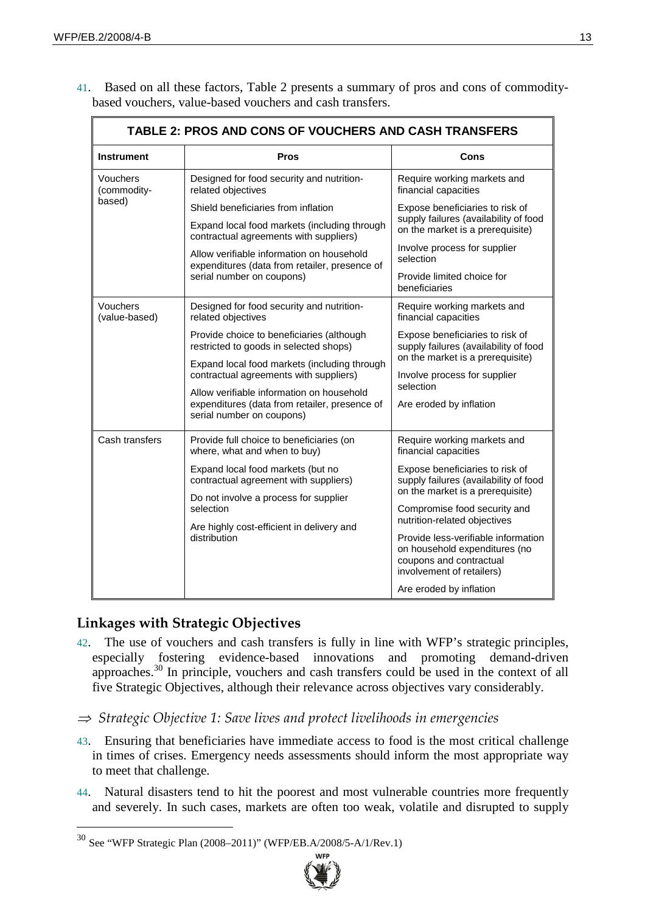41. Based on all these factors, Table 2 presents a summary of pros and cons of commodity-based vouchers, value-based vouchers and cash transfers.

| TABLE 2: PROS AND CONS OF VOUCHERS AND CASH TRANSFERS | | |
|---|---|---|
| **Instrument** | **Pros** | **Cons** |
| Vouchers (commodity-based) | Designed for food security and nutrition-related objectives<br><br>Shield beneficiaries from inflation<br><br>Expand local food markets (including through contractual agreements with suppliers)<br><br>Allow verifiable information on household expenditures (data from retailer, presence of serial number on coupons) | Require working markets and financial capacities<br><br>Expose beneficiaries to risk of supply failures (availability of food on the market is a prerequisite)<br><br>Involve process for supplier selection<br><br>Provide limited choice for beneficiaries |
| Vouchers (value-based) | Designed for food security and nutrition-related objectives<br><br>Provide choice to beneficiaries (although restricted to goods in selected shops)<br><br>Expand local food markets (including through contractual agreements with suppliers)<br><br>Allow verifiable information on household expenditures (data from retailer, presence of serial number on coupons) | Require working markets and financial capacities<br><br>Expose beneficiaries to risk of supply failures (availability of food on the market is a prerequisite)<br><br>Involve process for supplier selection<br><br>Are eroded by inflation |
| Cash transfers | Provide full choice to beneficiaries (on where, what and when to buy)<br><br>Expand local food markets (but no contractual agreement with suppliers)<br><br>Do not involve a process for supplier selection<br><br>Are highly cost-efficient in delivery and distribution | Require working markets and financial capacities<br><br>Expose beneficiaries to risk of supply failures (availability of food on the market is a prerequisite)<br><br>Compromise food security and nutrition-related objectives<br><br>Provide less-verifiable information on household expenditures (no coupons and contractual involvement of retailers)<br><br>Are eroded by inflation |

## Linkages with Strategic Objectives

42. The use of vouchers and cash transfers is fully in line with WFP's strategic principles, especially fostering evidence-based innovations and promoting demand-driven approaches.[30] In principle, vouchers and cash transfers could be used in the context of all five Strategic Objectives, although their relevance across objectives vary considerably.

### ⇒ *Strategic Objective 1: Save lives and protect livelihoods in emergencies*

43. Ensuring that beneficiaries have immediate access to food is the most critical challenge in times of crises. Emergency needs assessments should inform the most appropriate way to meet that challenge.

44. Natural disasters tend to hit the poorest and most vulnerable countries more frequently and severely. In such cases, markets are often too weak, volatile and disrupted to supply

[30] See "WFP Strategic Plan (2008–2011)" (WFP/EB.A/2008/5-A/1/Rev.1)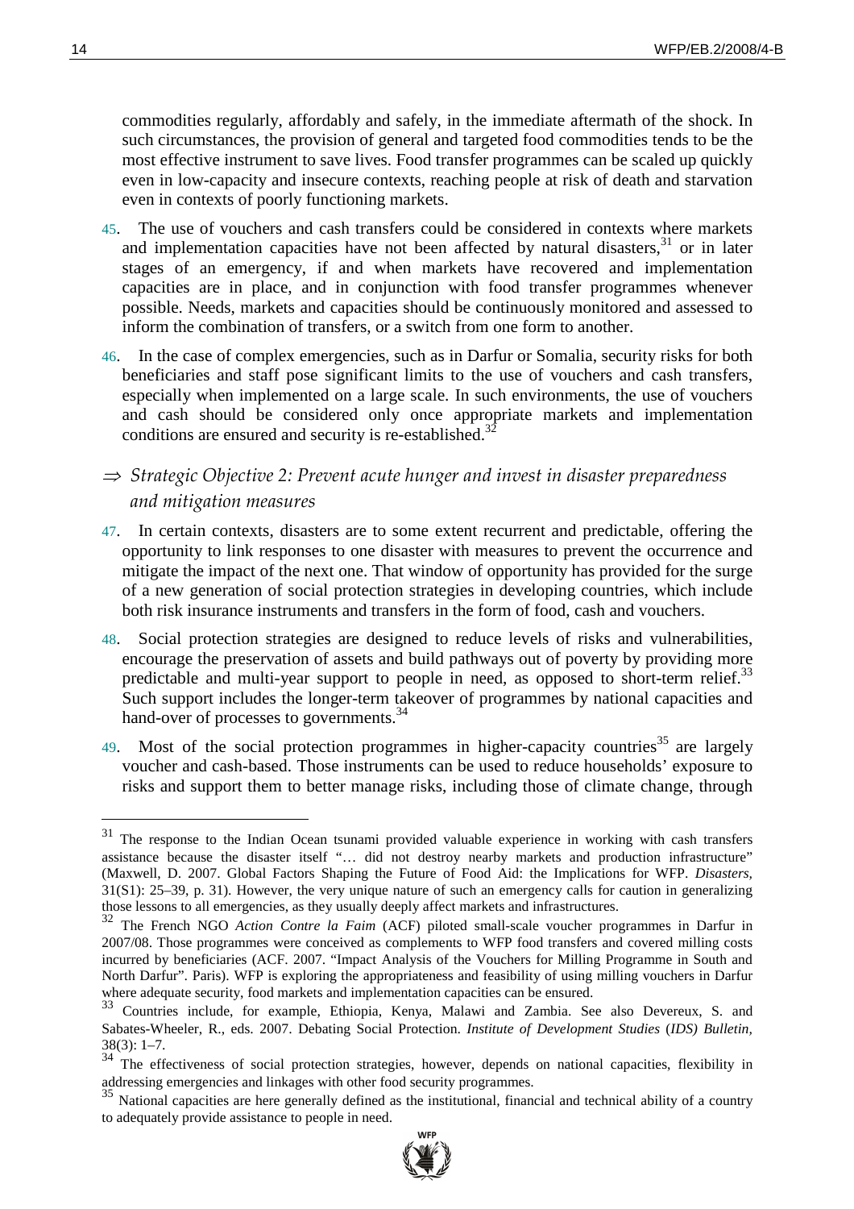commodities regularly, affordably and safely, in the immediate aftermath of the shock. In such circumstances, the provision of general and targeted food commodities tends to be the most effective instrument to save lives. Food transfer programmes can be scaled up quickly even in low-capacity and insecure contexts, reaching people at risk of death and starvation even in contexts of poorly functioning markets.

45. The use of vouchers and cash transfers could be considered in contexts where markets and implementation capacities have not been affected by natural disasters,[31] or in later stages of an emergency, if and when markets have recovered and implementation capacities are in place, and in conjunction with food transfer programmes whenever possible. Needs, markets and capacities should be continuously monitored and assessed to inform the combination of transfers, or a switch from one form to another.

46. In the case of complex emergencies, such as in Darfur or Somalia, security risks for both beneficiaries and staff pose significant limits to the use of vouchers and cash transfers, especially when implemented on a large scale. In such environments, the use of vouchers and cash should be considered only once appropriate markets and implementation conditions are ensured and security is re-established.[32]

⇒ *Strategic Objective 2: Prevent acute hunger and invest in disaster preparedness and mitigation measures*

47. In certain contexts, disasters are to some extent recurrent and predictable, offering the opportunity to link responses to one disaster with measures to prevent the occurrence and mitigate the impact of the next one. That window of opportunity has provided for the surge of a new generation of social protection strategies in developing countries, which include both risk insurance instruments and transfers in the form of food, cash and vouchers.

48. Social protection strategies are designed to reduce levels of risks and vulnerabilities, encourage the preservation of assets and build pathways out of poverty by providing more predictable and multi-year support to people in need, as opposed to short-term relief.[33] Such support includes the longer-term takeover of programmes by national capacities and hand-over of processes to governments.[34]

49. Most of the social protection programmes in higher-capacity countries[35] are largely voucher and cash-based. Those instruments can be used to reduce households' exposure to risks and support them to better manage risks, including those of climate change, through

---

[31] The response to the Indian Ocean tsunami provided valuable experience in working with cash transfers assistance because the disaster itself "… did not destroy nearby markets and production infrastructure" (Maxwell, D. 2007. Global Factors Shaping the Future of Food Aid: the Implications for WFP. *Disasters,* 31(S1): 25–39, p. 31). However, the very unique nature of such an emergency calls for caution in generalizing those lessons to all emergencies, as they usually deeply affect markets and infrastructures.

[32] The French NGO *Action Contre la Faim* (ACF) piloted small-scale voucher programmes in Darfur in 2007/08. Those programmes were conceived as complements to WFP food transfers and covered milling costs incurred by beneficiaries (ACF. 2007. "Impact Analysis of the Vouchers for Milling Programme in South and North Darfur". Paris). WFP is exploring the appropriateness and feasibility of using milling vouchers in Darfur where adequate security, food markets and implementation capacities can be ensured.

[33] Countries include, for example, Ethiopia, Kenya, Malawi and Zambia. See also Devereux, S. and Sabates-Wheeler, R., eds. 2007. Debating Social Protection. *Institute of Development Studies* (*IDS) Bulletin,* 38(3): 1–7.

[34] The effectiveness of social protection strategies, however, depends on national capacities, flexibility in addressing emergencies and linkages with other food security programmes.

[35] National capacities are here generally defined as the institutional, financial and technical ability of a country to adequately provide assistance to people in need.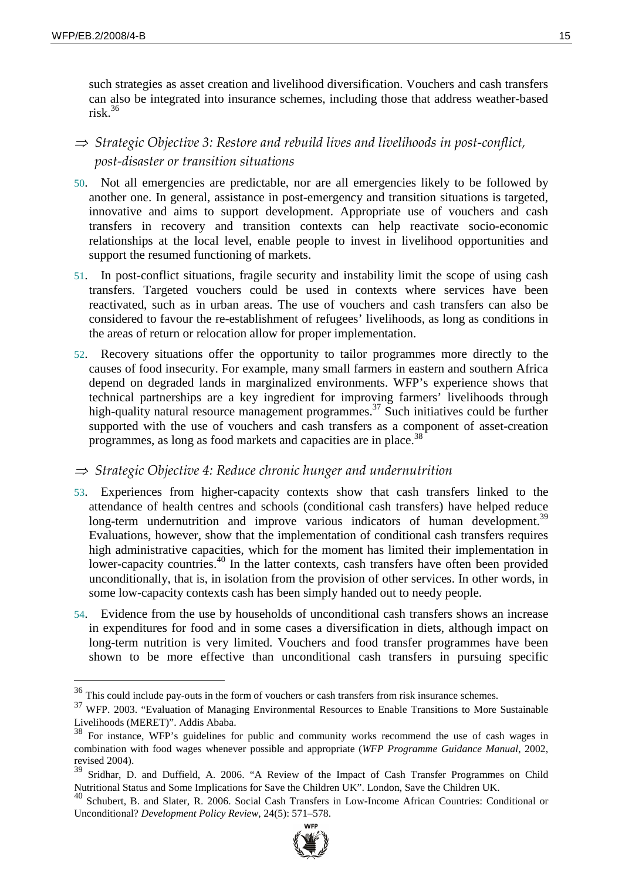such strategies as asset creation and livelihood diversification. Vouchers and cash transfers can also be integrated into insurance schemes, including those that address weather-based risk.[36]

⇒ *Strategic Objective 3: Restore and rebuild lives and livelihoods in post-conflict, post-disaster or transition situations*

50. Not all emergencies are predictable, nor are all emergencies likely to be followed by another one. In general, assistance in post-emergency and transition situations is targeted, innovative and aims to support development. Appropriate use of vouchers and cash transfers in recovery and transition contexts can help reactivate socio-economic relationships at the local level, enable people to invest in livelihood opportunities and support the resumed functioning of markets.

51. In post-conflict situations, fragile security and instability limit the scope of using cash transfers. Targeted vouchers could be used in contexts where services have been reactivated, such as in urban areas. The use of vouchers and cash transfers can also be considered to favour the re-establishment of refugees' livelihoods, as long as conditions in the areas of return or relocation allow for proper implementation.

52. Recovery situations offer the opportunity to tailor programmes more directly to the causes of food insecurity. For example, many small farmers in eastern and southern Africa depend on degraded lands in marginalized environments. WFP's experience shows that technical partnerships are a key ingredient for improving farmers' livelihoods through high-quality natural resource management programmes.[37] Such initiatives could be further supported with the use of vouchers and cash transfers as a component of asset-creation programmes, as long as food markets and capacities are in place.[38]

⇒ *Strategic Objective 4: Reduce chronic hunger and undernutrition*

53. Experiences from higher-capacity contexts show that cash transfers linked to the attendance of health centres and schools (conditional cash transfers) have helped reduce long-term undernutrition and improve various indicators of human development.[39] Evaluations, however, show that the implementation of conditional cash transfers requires high administrative capacities, which for the moment has limited their implementation in lower-capacity countries.[40] In the latter contexts, cash transfers have often been provided unconditionally, that is, in isolation from the provision of other services. In other words, in some low-capacity contexts cash has been simply handed out to needy people.

54. Evidence from the use by households of unconditional cash transfers shows an increase in expenditures for food and in some cases a diversification in diets, although impact on long-term nutrition is very limited. Vouchers and food transfer programmes have been shown to be more effective than unconditional cash transfers in pursuing specific

---

[36] This could include pay-outs in the form of vouchers or cash transfers from risk insurance schemes.

[37] WFP. 2003. "Evaluation of Managing Environmental Resources to Enable Transitions to More Sustainable Livelihoods (MERET)". Addis Ababa.

[38] For instance, WFP's guidelines for public and community works recommend the use of cash wages in combination with food wages whenever possible and appropriate (*WFP Programme Guidance Manual*, 2002, revised 2004).

[39] Sridhar, D. and Duffield, A. 2006. "A Review of the Impact of Cash Transfer Programmes on Child Nutritional Status and Some Implications for Save the Children UK". London, Save the Children UK.

[40] Schubert, B. and Slater, R. 2006. Social Cash Transfers in Low-Income African Countries: Conditional or Unconditional? *Development Policy Review*, 24(5): 571–578.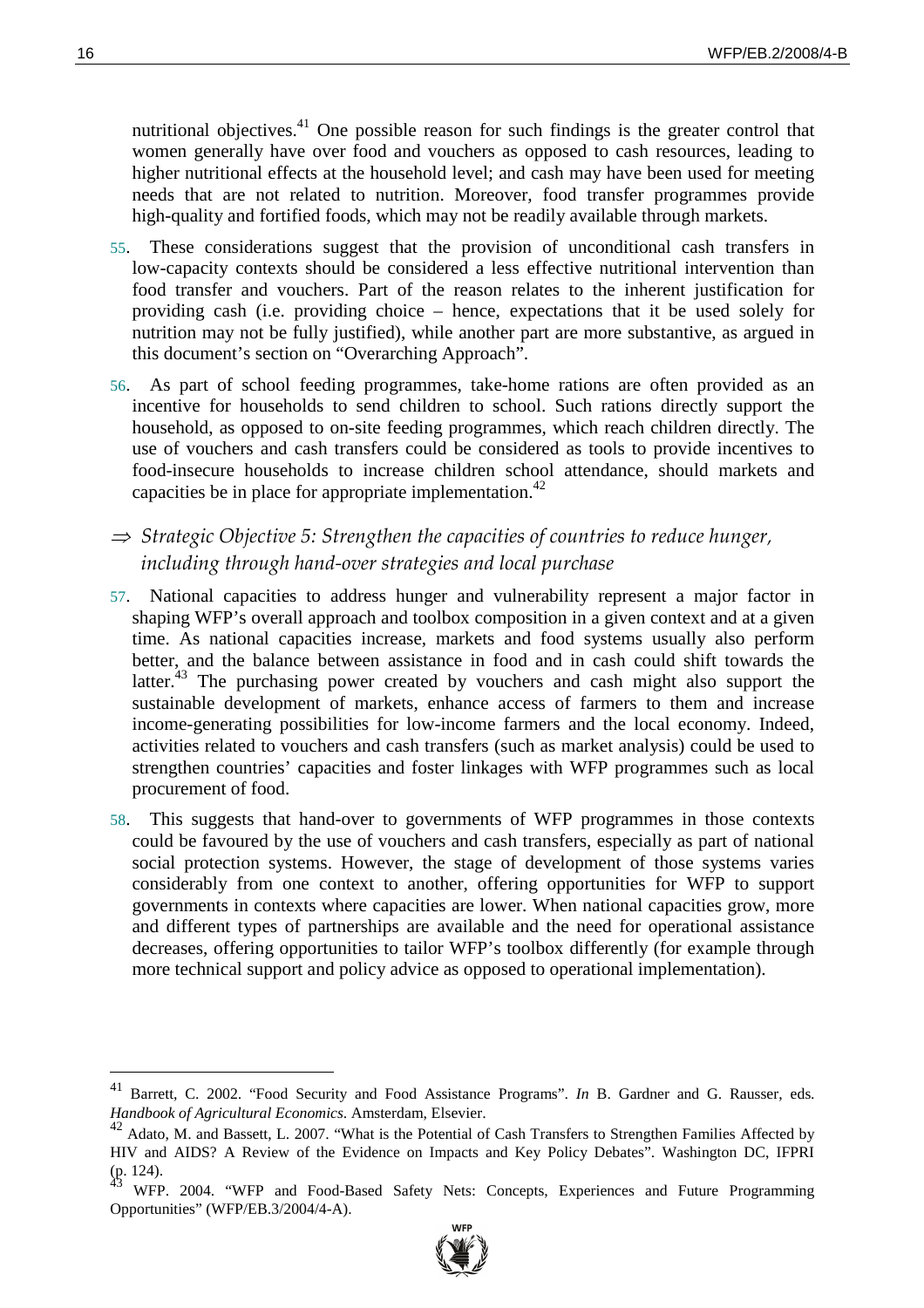nutritional objectives.[41] One possible reason for such findings is the greater control that women generally have over food and vouchers as opposed to cash resources, leading to higher nutritional effects at the household level; and cash may have been used for meeting needs that are not related to nutrition. Moreover, food transfer programmes provide high-quality and fortified foods, which may not be readily available through markets.

55. These considerations suggest that the provision of unconditional cash transfers in low-capacity contexts should be considered a less effective nutritional intervention than food transfer and vouchers. Part of the reason relates to the inherent justification for providing cash (i.e. providing choice – hence, expectations that it be used solely for nutrition may not be fully justified), while another part are more substantive, as argued in this document's section on "Overarching Approach".

56. As part of school feeding programmes, take-home rations are often provided as an incentive for households to send children to school. Such rations directly support the household, as opposed to on-site feeding programmes, which reach children directly. The use of vouchers and cash transfers could be considered as tools to provide incentives to food-insecure households to increase children school attendance, should markets and capacities be in place for appropriate implementation.[42]

⇒ *Strategic Objective 5: Strengthen the capacities of countries to reduce hunger, including through hand-over strategies and local purchase*

57. National capacities to address hunger and vulnerability represent a major factor in shaping WFP's overall approach and toolbox composition in a given context and at a given time. As national capacities increase, markets and food systems usually also perform better, and the balance between assistance in food and in cash could shift towards the latter.[43] The purchasing power created by vouchers and cash might also support the sustainable development of markets, enhance access of farmers to them and increase income-generating possibilities for low-income farmers and the local economy. Indeed, activities related to vouchers and cash transfers (such as market analysis) could be used to strengthen countries' capacities and foster linkages with WFP programmes such as local procurement of food.

58. This suggests that hand-over to governments of WFP programmes in those contexts could be favoured by the use of vouchers and cash transfers, especially as part of national social protection systems. However, the stage of development of those systems varies considerably from one context to another, offering opportunities for WFP to support governments in contexts where capacities are lower. When national capacities grow, more and different types of partnerships are available and the need for operational assistance decreases, offering opportunities to tailor WFP's toolbox differently (for example through more technical support and policy advice as opposed to operational implementation).

---

[41] Barrett, C. 2002. "Food Security and Food Assistance Programs". *In* B. Gardner and G. Rausser, eds. *Handbook of Agricultural Economics*. Amsterdam, Elsevier.

[42] Adato, M. and Bassett, L. 2007. "What is the Potential of Cash Transfers to Strengthen Families Affected by HIV and AIDS? A Review of the Evidence on Impacts and Key Policy Debates". Washington DC, IFPRI (p. 124).

[43] WFP. 2004. "WFP and Food-Based Safety Nets: Concepts, Experiences and Future Programming Opportunities" (WFP/EB.3/2004/4-A).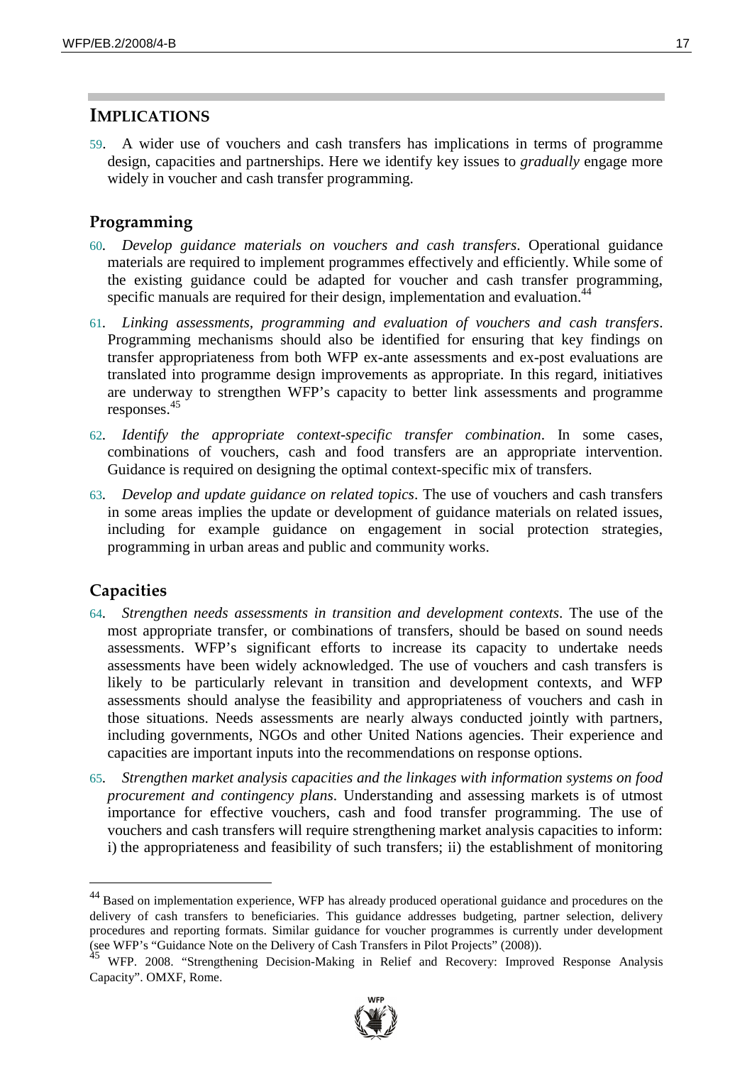## IMPLICATIONS

59. A wider use of vouchers and cash transfers has implications in terms of programme design, capacities and partnerships. Here we identify key issues to *gradually* engage more widely in voucher and cash transfer programming.

### Programming

60. *Develop guidance materials on vouchers and cash transfers*. Operational guidance materials are required to implement programmes effectively and efficiently. While some of the existing guidance could be adapted for voucher and cash transfer programming, specific manuals are required for their design, implementation and evaluation.[44]

61. *Linking assessments, programming and evaluation of vouchers and cash transfers*. Programming mechanisms should also be identified for ensuring that key findings on transfer appropriateness from both WFP ex-ante assessments and ex-post evaluations are translated into programme design improvements as appropriate. In this regard, initiatives are underway to strengthen WFP's capacity to better link assessments and programme responses.[45]

62. *Identify the appropriate context-specific transfer combination*. In some cases, combinations of vouchers, cash and food transfers are an appropriate intervention. Guidance is required on designing the optimal context-specific mix of transfers.

63. *Develop and update guidance on related topics*. The use of vouchers and cash transfers in some areas implies the update or development of guidance materials on related issues, including for example guidance on engagement in social protection strategies, programming in urban areas and public and community works.

### Capacities

64. *Strengthen needs assessments in transition and development contexts*. The use of the most appropriate transfer, or combinations of transfers, should be based on sound needs assessments. WFP's significant efforts to increase its capacity to undertake needs assessments have been widely acknowledged. The use of vouchers and cash transfers is likely to be particularly relevant in transition and development contexts, and WFP assessments should analyse the feasibility and appropriateness of vouchers and cash in those situations. Needs assessments are nearly always conducted jointly with partners, including governments, NGOs and other United Nations agencies. Their experience and capacities are important inputs into the recommendations on response options.

65. *Strengthen market analysis capacities and the linkages with information systems on food procurement and contingency plans*. Understanding and assessing markets is of utmost importance for effective vouchers, cash and food transfer programming. The use of vouchers and cash transfers will require strengthening market analysis capacities to inform: i) the appropriateness and feasibility of such transfers; ii) the establishment of monitoring

---

[44] Based on implementation experience, WFP has already produced operational guidance and procedures on the delivery of cash transfers to beneficiaries. This guidance addresses budgeting, partner selection, delivery procedures and reporting formats. Similar guidance for voucher programmes is currently under development (see WFP's "Guidance Note on the Delivery of Cash Transfers in Pilot Projects" (2008)).

[45] WFP. 2008. "Strengthening Decision-Making in Relief and Recovery: Improved Response Analysis Capacity". OMXF, Rome.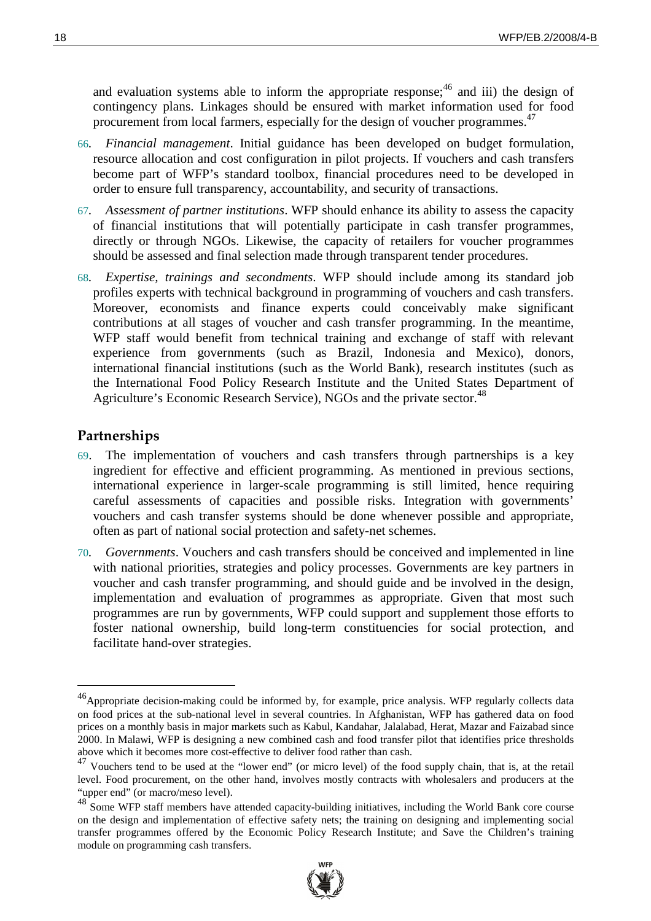and evaluation systems able to inform the appropriate response;[46] and iii) the design of contingency plans. Linkages should be ensured with market information used for food procurement from local farmers, especially for the design of voucher programmes.[47]

66. *Financial management*. Initial guidance has been developed on budget formulation, resource allocation and cost configuration in pilot projects. If vouchers and cash transfers become part of WFP's standard toolbox, financial procedures need to be developed in order to ensure full transparency, accountability, and security of transactions.

67. *Assessment of partner institutions*. WFP should enhance its ability to assess the capacity of financial institutions that will potentially participate in cash transfer programmes, directly or through NGOs. Likewise, the capacity of retailers for voucher programmes should be assessed and final selection made through transparent tender procedures.

68. *Expertise, trainings and secondments*. WFP should include among its standard job profiles experts with technical background in programming of vouchers and cash transfers. Moreover, economists and finance experts could conceivably make significant contributions at all stages of voucher and cash transfer programming. In the meantime, WFP staff would benefit from technical training and exchange of staff with relevant experience from governments (such as Brazil, Indonesia and Mexico), donors, international financial institutions (such as the World Bank), research institutes (such as the International Food Policy Research Institute and the United States Department of Agriculture's Economic Research Service), NGOs and the private sector.[48]

## Partnerships

69. The implementation of vouchers and cash transfers through partnerships is a key ingredient for effective and efficient programming. As mentioned in previous sections, international experience in larger-scale programming is still limited, hence requiring careful assessments of capacities and possible risks. Integration with governments' vouchers and cash transfer systems should be done whenever possible and appropriate, often as part of national social protection and safety-net schemes.

70. *Governments*. Vouchers and cash transfers should be conceived and implemented in line with national priorities, strategies and policy processes. Governments are key partners in voucher and cash transfer programming, and should guide and be involved in the design, implementation and evaluation of programmes as appropriate. Given that most such programmes are run by governments, WFP could support and supplement those efforts to foster national ownership, build long-term constituencies for social protection, and facilitate hand-over strategies.

---

[46] Appropriate decision-making could be informed by, for example, price analysis. WFP regularly collects data on food prices at the sub-national level in several countries. In Afghanistan, WFP has gathered data on food prices on a monthly basis in major markets such as Kabul, Kandahar, Jalalabad, Herat, Mazar and Faizabad since 2000. In Malawi, WFP is designing a new combined cash and food transfer pilot that identifies price thresholds above which it becomes more cost-effective to deliver food rather than cash.

[47] Vouchers tend to be used at the "lower end" (or micro level) of the food supply chain, that is, at the retail level. Food procurement, on the other hand, involves mostly contracts with wholesalers and producers at the "upper end" (or macro/meso level).

[48] Some WFP staff members have attended capacity-building initiatives, including the World Bank core course on the design and implementation of effective safety nets; the training on designing and implementing social transfer programmes offered by the Economic Policy Research Institute; and Save the Children's training module on programming cash transfers.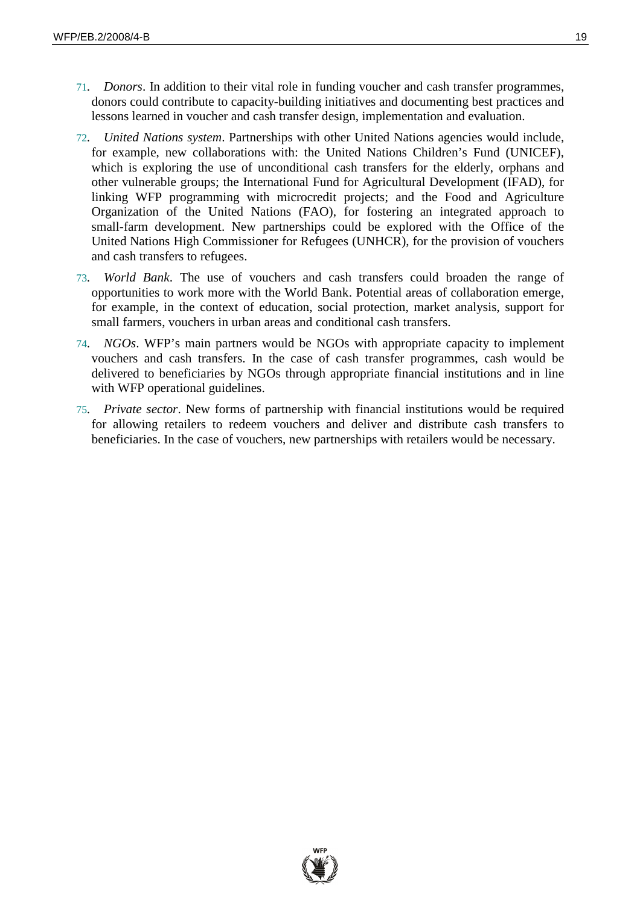71. *Donors*. In addition to their vital role in funding voucher and cash transfer programmes, donors could contribute to capacity-building initiatives and documenting best practices and lessons learned in voucher and cash transfer design, implementation and evaluation.

72. *United Nations system*. Partnerships with other United Nations agencies would include, for example, new collaborations with: the United Nations Children's Fund (UNICEF), which is exploring the use of unconditional cash transfers for the elderly, orphans and other vulnerable groups; the International Fund for Agricultural Development (IFAD), for linking WFP programming with microcredit projects; and the Food and Agriculture Organization of the United Nations (FAO), for fostering an integrated approach to small-farm development. New partnerships could be explored with the Office of the United Nations High Commissioner for Refugees (UNHCR), for the provision of vouchers and cash transfers to refugees.

73. *World Bank*. The use of vouchers and cash transfers could broaden the range of opportunities to work more with the World Bank. Potential areas of collaboration emerge, for example, in the context of education, social protection, market analysis, support for small farmers, vouchers in urban areas and conditional cash transfers.

74. *NGOs*. WFP's main partners would be NGOs with appropriate capacity to implement vouchers and cash transfers. In the case of cash transfer programmes, cash would be delivered to beneficiaries by NGOs through appropriate financial institutions and in line with WFP operational guidelines.

75. *Private sector*. New forms of partnership with financial institutions would be required for allowing retailers to redeem vouchers and deliver and distribute cash transfers to beneficiaries. In the case of vouchers, new partnerships with retailers would be necessary.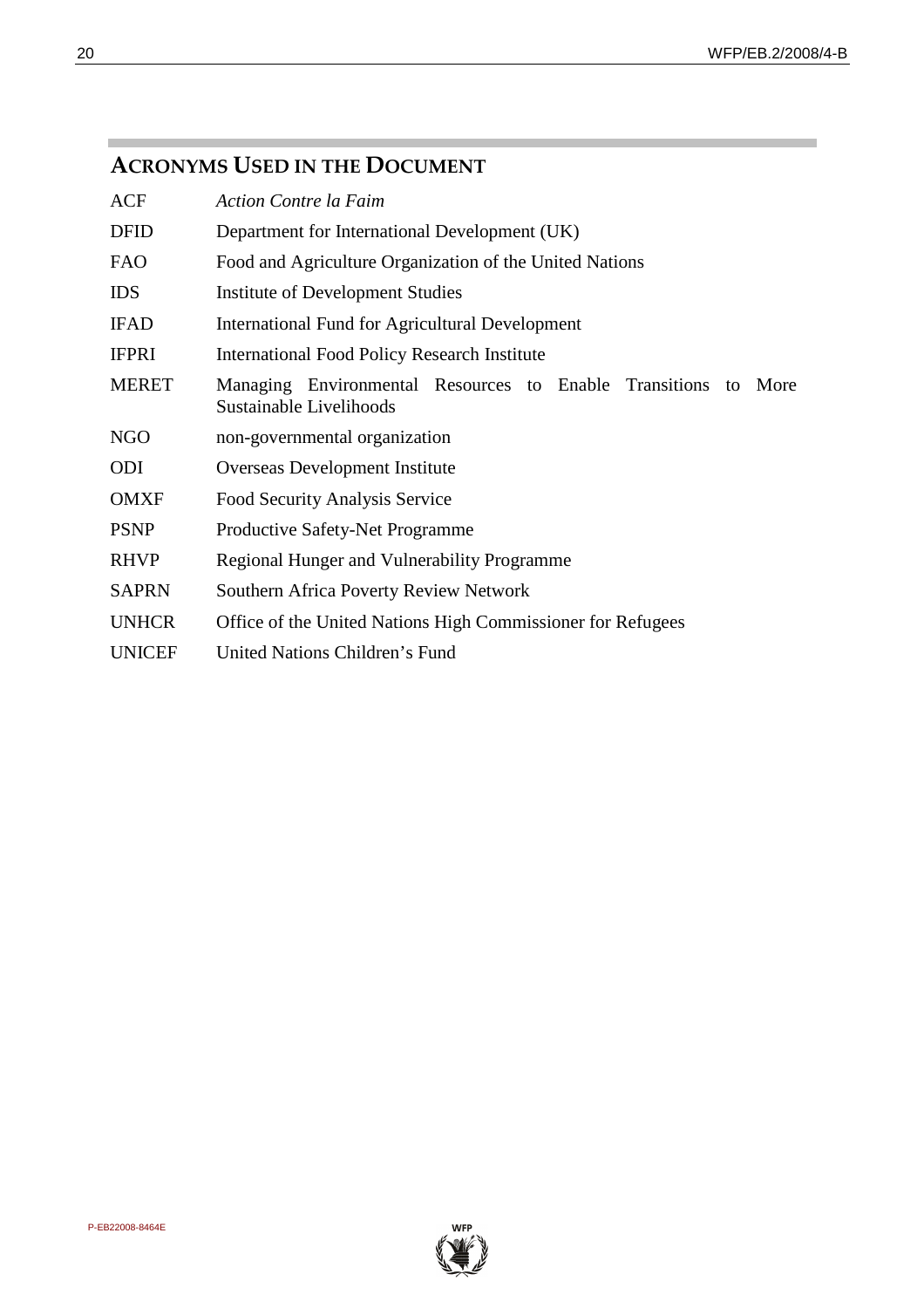## ACRONYMS USED IN THE DOCUMENT

| | |
|---|---|
| ACF | *Action Contre la Faim* |
| DFID | Department for International Development (UK) |
| FAO | Food and Agriculture Organization of the United Nations |
| IDS | Institute of Development Studies |
| IFAD | International Fund for Agricultural Development |
| IFPRI | International Food Policy Research Institute |
| MERET | Managing Environmental Resources to Enable Transitions to More Sustainable Livelihoods |
| NGO | non-governmental organization |
| ODI | Overseas Development Institute |
| OMXF | Food Security Analysis Service |
| PSNP | Productive Safety-Net Programme |
| RHVP | Regional Hunger and Vulnerability Programme |
| SAPRN | Southern Africa Poverty Review Network |
| UNHCR | Office of the United Nations High Commissioner for Refugees |
| UNICEF | United Nations Children's Fund |

P-EB22008-8464E